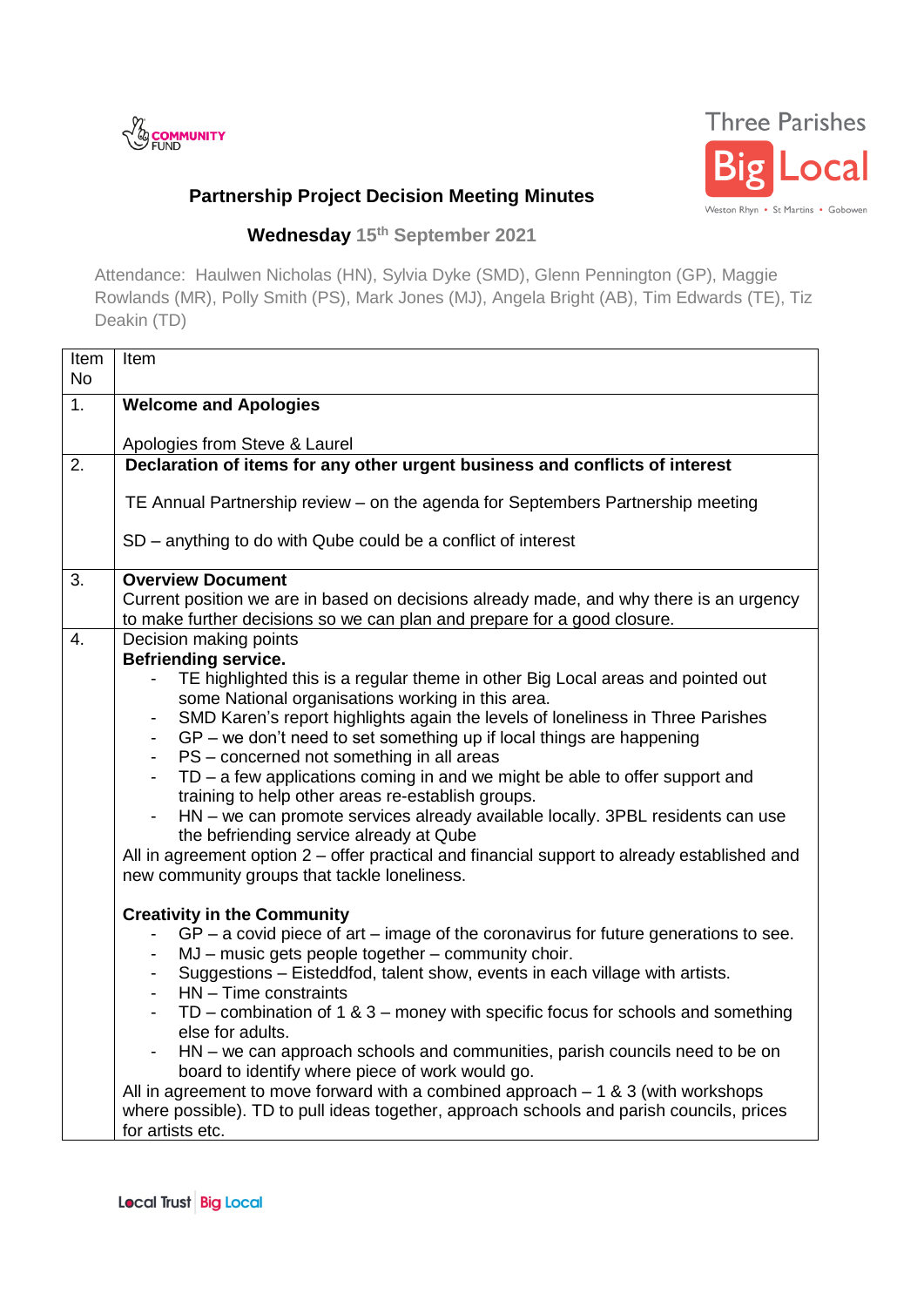Three Parishes Big Local
Weston Rhyn • St Martins • Gobowen

## Partnership Project Decision Meeting Minutes

### Wednesday 15th September 2021

Attendance: Haulwen Nicholas (HN), Sylvia Dyke (SMD), Glenn Pennington (GP), Maggie Rowlands (MR), Polly Smith (PS), Mark Jones (MJ), Angela Bright (AB), Tim Edwards (TE), Tiz Deakin (TD)

| Item No | Item |
|---|---|
| 1. | **Welcome and Apologies**<br><br>Apologies from Steve & Laurel |
| 2. | **Declaration of items for any other urgent business and conflicts of interest**<br><br>TE Annual Partnership review – on the agenda for Septembers Partnership meeting<br><br>SD – anything to do with Qube could be a conflict of interest |
| 3. | **Overview Document**<br>Current position we are in based on decisions already made, and why there is an urgency to make further decisions so we can plan and prepare for a good closure. |
| 4. | Decision making points<br>**Befriending service.**<br>- TE highlighted this is a regular theme in other Big Local areas and pointed out some National organisations working in this area.<br>- SMD Karen's report highlights again the levels of loneliness in Three Parishes<br>- GP – we don't need to set something up if local things are happening<br>- PS – concerned not something in all areas<br>- TD – a few applications coming in and we might be able to offer support and training to help other areas re-establish groups.<br>- HN – we can promote services already available locally. 3PBL residents can use the befriending service already at Qube<br>All in agreement option 2 – offer practical and financial support to already established and new community groups that tackle loneliness.<br><br>**Creativity in the Community**<br>- GP – a covid piece of art – image of the coronavirus for future generations to see.<br>- MJ – music gets people together – community choir.<br>- Suggestions – Eisteddfod, talent show, events in each village with artists.<br>- HN – Time constraints<br>- TD – combination of 1 & 3 – money with specific focus for schools and something else for adults.<br>- HN – we can approach schools and communities, parish councils need to be on board to identify where piece of work would go.<br>All in agreement to move forward with a combined approach – 1 & 3 (with workshops where possible). TD to pull ideas together, approach schools and parish councils, prices for artists etc. |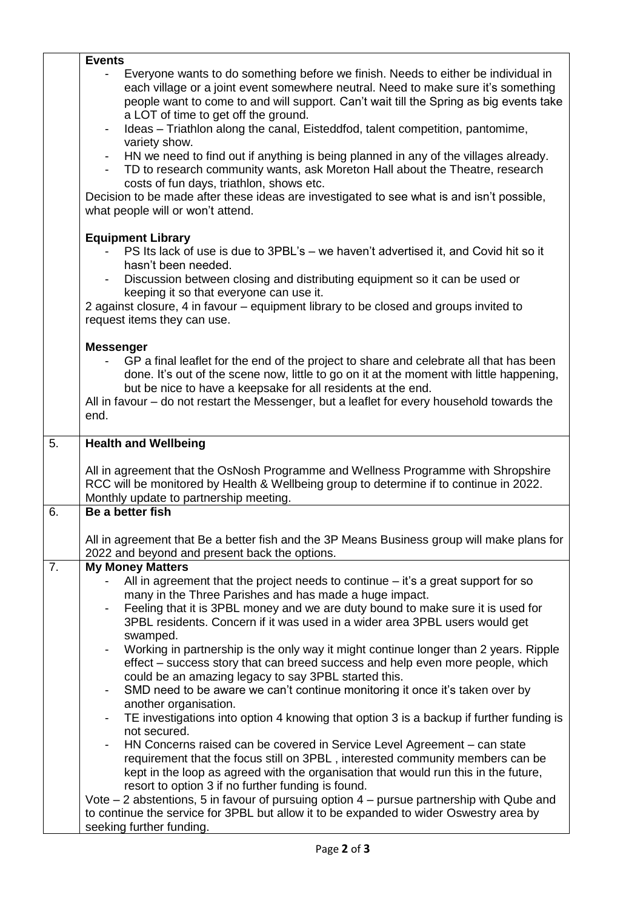| | |
|---|---|
| | **Events**<br>- Everyone wants to do something before we finish. Needs to either be individual in each village or a joint event somewhere neutral. Need to make sure it's something people want to come to and will support. Can't wait till the Spring as big events take a LOT of time to get off the ground.<br>- Ideas – Triathlon along the canal, Eisteddfod, talent competition, pantomime, variety show.<br>- HN we need to find out if anything is being planned in any of the villages already.<br>- TD to research community wants, ask Moreton Hall about the Theatre, research costs of fun days, triathlon, shows etc.<br>Decision to be made after these ideas are investigated to see what is and isn't possible, what people will or won't attend.<br><br>**Equipment Library**<br>- PS Its lack of use is due to 3PBL's – we haven't advertised it, and Covid hit so it hasn't been needed.<br>- Discussion between closing and distributing equipment so it can be used or keeping it so that everyone can use it.<br>2 against closure, 4 in favour – equipment library to be closed and groups invited to request items they can use.<br><br>**Messenger**<br>- GP a final leaflet for the end of the project to share and celebrate all that has been done. It's out of the scene now, little to go on it at the moment with little happening, but be nice to have a keepsake for all residents at the end.<br>All in favour – do not restart the Messenger, but a leaflet for every household towards the end. |
| 5. | **Health and Wellbeing**<br><br>All in agreement that the OsNosh Programme and Wellness Programme with Shropshire RCC will be monitored by Health & Wellbeing group to determine if to continue in 2022. Monthly update to partnership meeting. |
| 6. | **Be a better fish**<br><br>All in agreement that Be a better fish and the 3P Means Business group will make plans for 2022 and beyond and present back the options. |
| 7. | **My Money Matters**<br>- All in agreement that the project needs to continue – it's a great support for so many in the Three Parishes and has made a huge impact.<br>- Feeling that it is 3PBL money and we are duty bound to make sure it is used for 3PBL residents. Concern if it was used in a wider area 3PBL users would get swamped.<br>- Working in partnership is the only way it might continue longer than 2 years. Ripple effect – success story that can breed success and help even more people, which could be an amazing legacy to say 3PBL started this.<br>- SMD need to be aware we can't continue monitoring it once it's taken over by another organisation.<br>- TE investigations into option 4 knowing that option 3 is a backup if further funding is not secured.<br>- HN Concerns raised can be covered in Service Level Agreement – can state requirement that the focus still on 3PBL , interested community members can be kept in the loop as agreed with the organisation that would run this in the future, resort to option 3 if no further funding is found.<br>Vote – 2 abstentions, 5 in favour of pursuing option 4 – pursue partnership with Qube and to continue the service for 3PBL but allow it to be expanded to wider Oswestry area by seeking further funding. |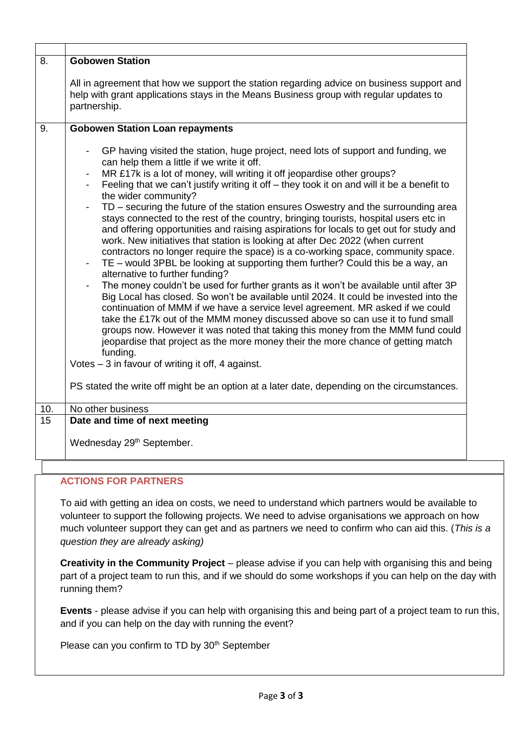| | |
|---|---|
| 8. | **Gobowen Station**<br><br>All in agreement that how we support the station regarding advice on business support and help with grant applications stays in the Means Business group with regular updates to partnership. |
| 9. | **Gobowen Station Loan repayments**<br><br>- GP having visited the station, huge project, need lots of support and funding, we can help them a little if we write it off.<br>- MR £17k is a lot of money, will writing it off jeopardise other groups?<br>- Feeling that we can't justify writing it off – they took it on and will it be a benefit to the wider community?<br>- TD – securing the future of the station ensures Oswestry and the surrounding area stays connected to the rest of the country, bringing tourists, hospital users etc in and offering opportunities and raising aspirations for locals to get out for study and work. New initiatives that station is looking at after Dec 2022 (when current contractors no longer require the space) is a co-working space, community space.<br>- TE – would 3PBL be looking at supporting them further? Could this be a way, an alternative to further funding?<br>- The money couldn't be used for further grants as it won't be available until after 3P Big Local has closed. So won't be available until 2024. It could be invested into the continuation of MMM if we have a service level agreement. MR asked if we could take the £17k out of the MMM money discussed above so can use it to fund small groups now. However it was noted that taking this money from the MMM fund could jeopardise that project as the more money their the more chance of getting match funding.<br><br>Votes – 3 in favour of writing it off, 4 against.<br><br>PS stated the write off might be an option at a later date, depending on the circumstances. |
| 10. | No other business |
| 15 | **Date and time of next meeting**<br><br>Wednesday 29th September. |

## ACTIONS FOR PARTNERS

To aid with getting an idea on costs, we need to understand which partners would be available to volunteer to support the following projects. We need to advise organisations we approach on how much volunteer support they can get and as partners we need to confirm who can aid this. (*This is a question they are already asking)*

**Creativity in the Community Project** – please advise if you can help with organising this and being part of a project team to run this, and if we should do some workshops if you can help on the day with running them?

**Events** - please advise if you can help with organising this and being part of a project team to run this, and if you can help on the day with running the event?

Please can you confirm to TD by 30th September